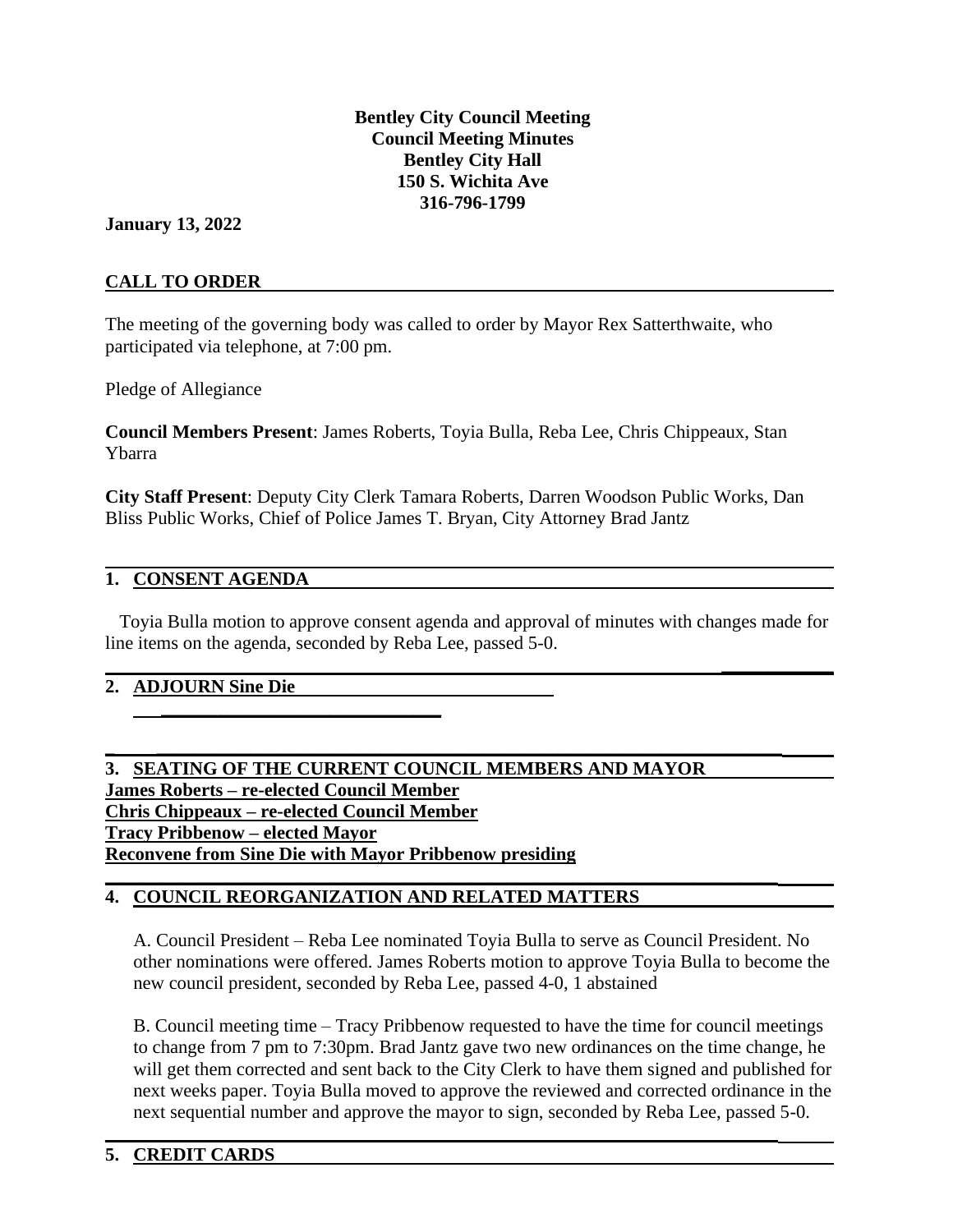**Bentley City Council Meeting**
**Council Meeting Minutes**
**Bentley City Hall**
**150 S. Wichita Ave**
**316-796-1799**

**January 13, 2022**

## CALL TO ORDER

The meeting of the governing body was called to order by Mayor Rex Satterthwaite, who participated via telephone, at 7:00 pm.

Pledge of Allegiance

**Council Members Present**: James Roberts, Toyia Bulla, Reba Lee, Chris Chippeaux, Stan Ybarra

**City Staff Present**: Deputy City Clerk Tamara Roberts, Darren Woodson Public Works, Dan Bliss Public Works, Chief of Police James T. Bryan, City Attorney Brad Jantz

## 1. CONSENT AGENDA

Toyia Bulla motion to approve consent agenda and approval of minutes with changes made for line items on the agenda, seconded by Reba Lee, passed 5-0.

## 2. ADJOURN Sine Die

## 3. SEATING OF THE CURRENT COUNCIL MEMBERS AND MAYOR

**James Roberts – re-elected Council Member**
**Chris Chippeaux – re-elected Council Member**
**Tracy Pribbenow – elected Mayor**
**Reconvene from Sine Die with Mayor Pribbenow presiding**

## 4. COUNCIL REORGANIZATION AND RELATED MATTERS

A. Council President – Reba Lee nominated Toyia Bulla to serve as Council President. No other nominations were offered. James Roberts motion to approve Toyia Bulla to become the new council president, seconded by Reba Lee, passed 4-0, 1 abstained

B. Council meeting time – Tracy Pribbenow requested to have the time for council meetings to change from 7 pm to 7:30pm. Brad Jantz gave two new ordinances on the time change, he will get them corrected and sent back to the City Clerk to have them signed and published for next weeks paper. Toyia Bulla moved to approve the reviewed and corrected ordinance in the next sequential number and approve the mayor to sign, seconded by Reba Lee, passed 5-0.

## 5. CREDIT CARDS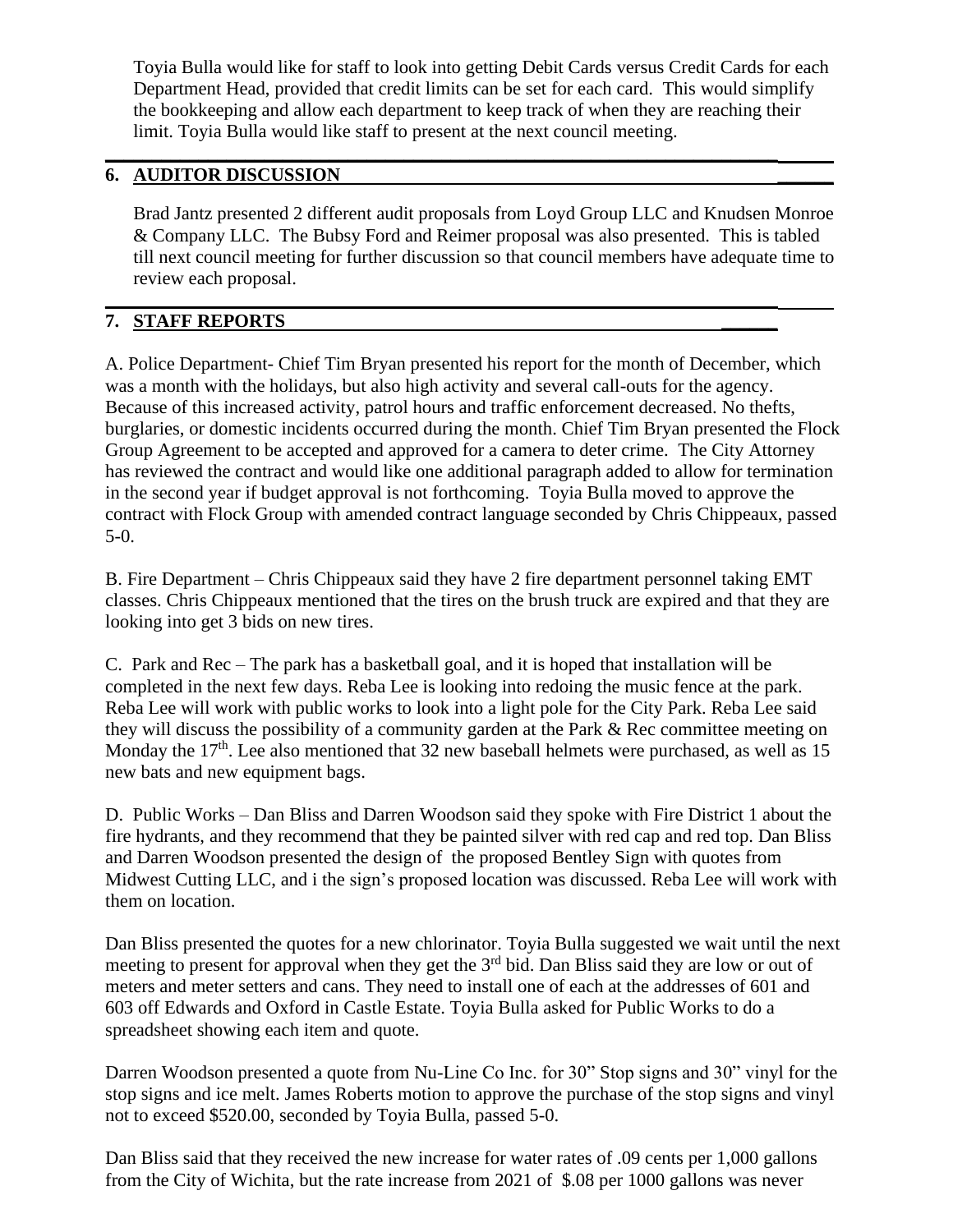Toyia Bulla would like for staff to look into getting Debit Cards versus Credit Cards for each Department Head, provided that credit limits can be set for each card. This would simplify the bookkeeping and allow each department to keep track of when they are reaching their limit. Toyia Bulla would like staff to present at the next council meeting.

## 6. AUDITOR DISCUSSION

Brad Jantz presented 2 different audit proposals from Loyd Group LLC and Knudsen Monroe & Company LLC. The Bubsy Ford and Reimer proposal was also presented. This is tabled till next council meeting for further discussion so that council members have adequate time to review each proposal.

## 7. STAFF REPORTS

A. Police Department- Chief Tim Bryan presented his report for the month of December, which was a month with the holidays, but also high activity and several call-outs for the agency. Because of this increased activity, patrol hours and traffic enforcement decreased. No thefts, burglaries, or domestic incidents occurred during the month. Chief Tim Bryan presented the Flock Group Agreement to be accepted and approved for a camera to deter crime. The City Attorney has reviewed the contract and would like one additional paragraph added to allow for termination in the second year if budget approval is not forthcoming. Toyia Bulla moved to approve the contract with Flock Group with amended contract language seconded by Chris Chippeaux, passed 5-0.

B. Fire Department – Chris Chippeaux said they have 2 fire department personnel taking EMT classes. Chris Chippeaux mentioned that the tires on the brush truck are expired and that they are looking into get 3 bids on new tires.

C. Park and Rec – The park has a basketball goal, and it is hoped that installation will be completed in the next few days. Reba Lee is looking into redoing the music fence at the park. Reba Lee will work with public works to look into a light pole for the City Park. Reba Lee said they will discuss the possibility of a community garden at the Park & Rec committee meeting on Monday the 17th. Lee also mentioned that 32 new baseball helmets were purchased, as well as 15 new bats and new equipment bags.

D. Public Works – Dan Bliss and Darren Woodson said they spoke with Fire District 1 about the fire hydrants, and they recommend that they be painted silver with red cap and red top. Dan Bliss and Darren Woodson presented the design of the proposed Bentley Sign with quotes from Midwest Cutting LLC, and i the sign's proposed location was discussed. Reba Lee will work with them on location.

Dan Bliss presented the quotes for a new chlorinator. Toyia Bulla suggested we wait until the next meeting to present for approval when they get the 3rd bid. Dan Bliss said they are low or out of meters and meter setters and cans. They need to install one of each at the addresses of 601 and 603 off Edwards and Oxford in Castle Estate. Toyia Bulla asked for Public Works to do a spreadsheet showing each item and quote.

Darren Woodson presented a quote from Nu-Line Co Inc. for 30" Stop signs and 30" vinyl for the stop signs and ice melt. James Roberts motion to approve the purchase of the stop signs and vinyl not to exceed $520.00, seconded by Toyia Bulla, passed 5-0.

Dan Bliss said that they received the new increase for water rates of .09 cents per 1,000 gallons from the City of Wichita, but the rate increase from 2021 of $.08 per 1000 gallons was never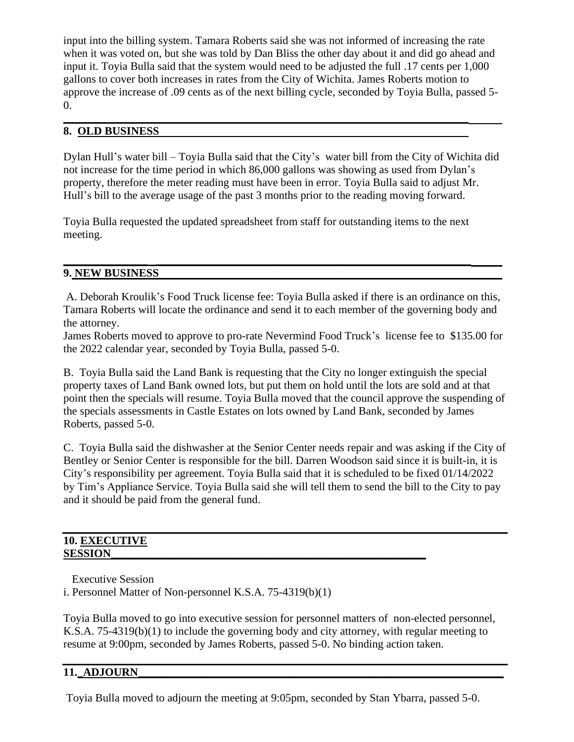input into the billing system. Tamara Roberts said she was not informed of increasing the rate when it was voted on, but she was told by Dan Bliss the other day about it and did go ahead and input it. Toyia Bulla said that the system would need to be adjusted the full .17 cents per 1,000 gallons to cover both increases in rates from the City of Wichita. James Roberts motion to approve the increase of .09 cents as of the next billing cycle, seconded by Toyia Bulla, passed 5-0.

## 8. OLD BUSINESS

Dylan Hull's water bill – Toyia Bulla said that the City's water bill from the City of Wichita did not increase for the time period in which 86,000 gallons was showing as used from Dylan's property, therefore the meter reading must have been in error. Toyia Bulla said to adjust Mr. Hull's bill to the average usage of the past 3 months prior to the reading moving forward.

Toyia Bulla requested the updated spreadsheet from staff for outstanding items to the next meeting.

## 9. NEW BUSINESS

A. Deborah Kroulik's Food Truck license fee: Toyia Bulla asked if there is an ordinance on this, Tamara Roberts will locate the ordinance and send it to each member of the governing body and the attorney.
James Roberts moved to approve to pro-rate Nevermind Food Truck's license fee to $135.00 for the 2022 calendar year, seconded by Toyia Bulla, passed 5-0.

B. Toyia Bulla said the Land Bank is requesting that the City no longer extinguish the special property taxes of Land Bank owned lots, but put them on hold until the lots are sold and at that point then the specials will resume. Toyia Bulla moved that the council approve the suspending of the specials assessments in Castle Estates on lots owned by Land Bank, seconded by James Roberts, passed 5-0.

C. Toyia Bulla said the dishwasher at the Senior Center needs repair and was asking if the City of Bentley or Senior Center is responsible for the bill. Darren Woodson said since it is built-in, it is City's responsibility per agreement. Toyia Bulla said that it is scheduled to be fixed 01/14/2022 by Tim's Appliance Service. Toyia Bulla said she will tell them to send the bill to the City to pay and it should be paid from the general fund.

## 10. EXECUTIVE SESSION

Executive Session
i. Personnel Matter of Non-personnel K.S.A. 75-4319(b)(1)

Toyia Bulla moved to go into executive session for personnel matters of non-elected personnel, K.S.A. 75-4319(b)(1) to include the governing body and city attorney, with regular meeting to resume at 9:00pm, seconded by James Roberts, passed 5-0. No binding action taken.

## 11. ADJOURN

Toyia Bulla moved to adjourn the meeting at 9:05pm, seconded by Stan Ybarra, passed 5-0.